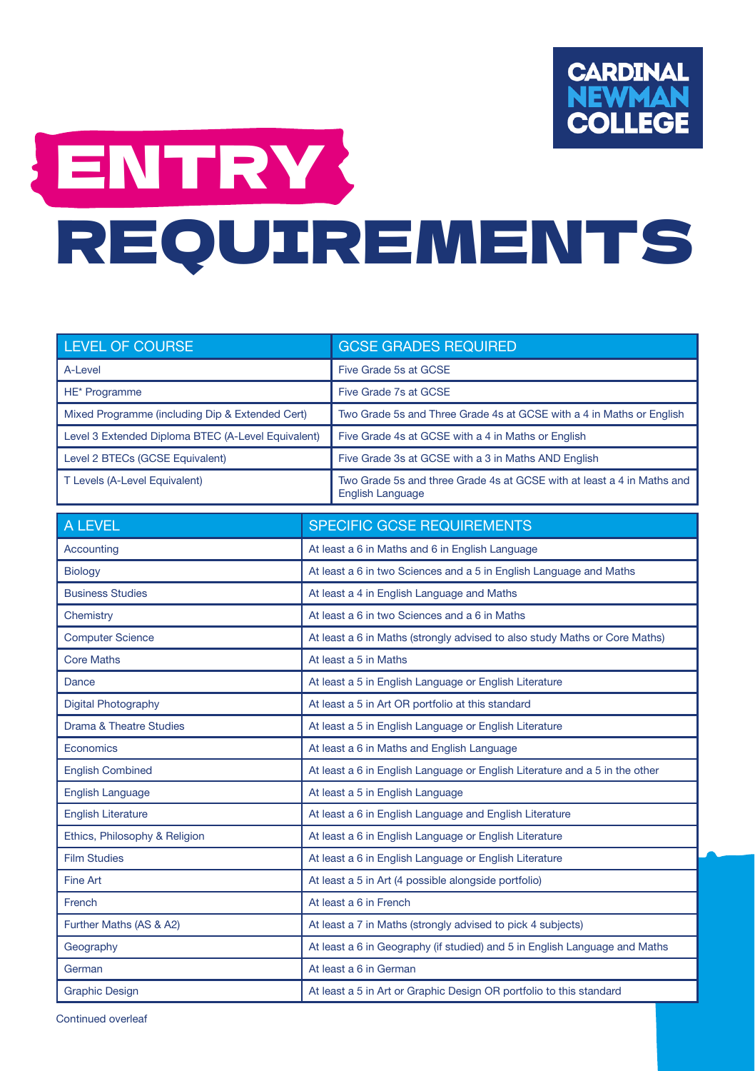# ENTRY REQUIREMENTS

CARDINAL NEWMAN COLLEGE

| LEVEL OF COURSE | GCSE GRADES REQUIRED |
| --- | --- |
| A-Level | Five Grade 5s at GCSE |
| HE* Programme | Five Grade 7s at GCSE |
| Mixed Programme (including Dip & Extended Cert) | Two Grade 5s and Three Grade 4s at GCSE with a 4 in Maths or English |
| Level 3 Extended Diploma BTEC (A-Level Equivalent) | Five Grade 4s at GCSE with a 4 in Maths or English |
| Level 2 BTECs (GCSE Equivalent) | Five Grade 3s at GCSE with a 3 in Maths AND English |
| T Levels (A-Level Equivalent) | Two Grade 5s and three Grade 4s at GCSE with at least a 4 in Maths and English Language |

| A LEVEL | SPECIFIC GCSE REQUIREMENTS |
| --- | --- |
| Accounting | At least a 6 in Maths and 6 in English Language |
| Biology | At least a 6 in two Sciences and a 5 in English Language and Maths |
| Business Studies | At least a 4 in English Language and Maths |
| Chemistry | At least a 6 in two Sciences and a 6 in Maths |
| Computer Science | At least a 6 in Maths (strongly advised to also study Maths or Core Maths) |
| Core Maths | At least a 5 in Maths |
| Dance | At least a 5 in English Language or English Literature |
| Digital Photography | At least a 5 in Art OR portfolio at this standard |
| Drama & Theatre Studies | At least a 5 in English Language or English Literature |
| Economics | At least a 6 in Maths and English Language |
| English Combined | At least a 6 in English Language or English Literature and a 5 in the other |
| English Language | At least a 5 in English Language |
| English Literature | At least a 6 in English Language and English Literature |
| Ethics, Philosophy & Religion | At least a 6 in English Language or English Literature |
| Film Studies | At least a 6 in English Language or English Literature |
| Fine Art | At least a 5 in Art (4 possible alongside portfolio) |
| French | At least a 6 in French |
| Further Maths (AS & A2) | At least a 7 in Maths (strongly advised to pick 4 subjects) |
| Geography | At least a 6 in Geography (if studied) and 5 in English Language and Maths |
| German | At least a 6 in German |
| Graphic Design | At least a 5 in Art or Graphic Design OR portfolio to this standard |

Continued overleaf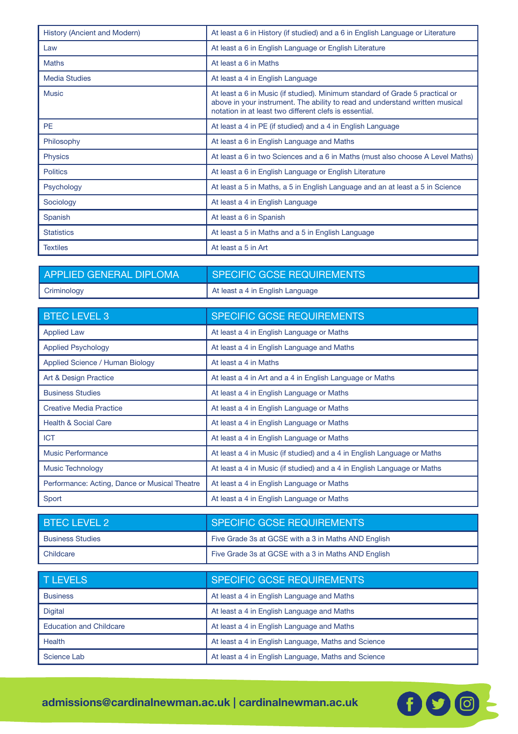| | |
|---|---|
| History (Ancient and Modern) | At least a 6 in History (if studied) and a 6 in English Language or Literature |
| Law | At least a 6 in English Language or English Literature |
| Maths | At least a 6 in Maths |
| Media Studies | At least a 4 in English Language |
| Music | At least a 6 in Music (if studied). Minimum standard of Grade 5 practical or above in your instrument. The ability to read and understand written musical notation in at least two different clefs is essential. |
| PE | At least a 4 in PE (if studied) and a 4 in English Language |
| Philosophy | At least a 6 in English Language and Maths |
| Physics | At least a 6 in two Sciences and a 6 in Maths (must also choose A Level Maths) |
| Politics | At least a 6 in English Language or English Literature |
| Psychology | At least a 5 in Maths, a 5 in English Language and an at least a 5 in Science |
| Sociology | At least a 4 in English Language |
| Spanish | At least a 6 in Spanish |
| Statistics | At least a 5 in Maths and a 5 in English Language |
| Textiles | At least a 5 in Art |

| APPLIED GENERAL DIPLOMA | SPECIFIC GCSE REQUIREMENTS |
|---|---|
| Criminology | At least a 4 in English Language |

| BTEC LEVEL 3 | SPECIFIC GCSE REQUIREMENTS |
|---|---|
| Applied Law | At least a 4 in English Language or Maths |
| Applied Psychology | At least a 4 in English Language and Maths |
| Applied Science / Human Biology | At least a 4 in Maths |
| Art & Design Practice | At least a 4 in Art and a 4 in English Language or Maths |
| Business Studies | At least a 4 in English Language or Maths |
| Creative Media Practice | At least a 4 in English Language or Maths |
| Health & Social Care | At least a 4 in English Language or Maths |
| ICT | At least a 4 in English Language or Maths |
| Music Performance | At least a 4 in Music (if studied) and a 4 in English Language or Maths |
| Music Technology | At least a 4 in Music (if studied) and a 4 in English Language or Maths |
| Performance: Acting, Dance or Musical Theatre | At least a 4 in English Language or Maths |
| Sport | At least a 4 in English Language or Maths |

| BTEC LEVEL 2 | SPECIFIC GCSE REQUIREMENTS |
|---|---|
| Business Studies | Five Grade 3s at GCSE with a 3 in Maths AND English |
| Childcare | Five Grade 3s at GCSE with a 3 in Maths AND English |

| T LEVELS | SPECIFIC GCSE REQUIREMENTS |
|---|---|
| Business | At least a 4 in English Language and Maths |
| Digital | At least a 4 in English Language and Maths |
| Education and Childcare | At least a 4 in English Language and Maths |
| Health | At least a 4 in English Language, Maths and Science |
| Science Lab | At least a 4 in English Language, Maths and Science |

**admissions@cardinalnewman.ac.uk | cardinalnewman.ac.uk**